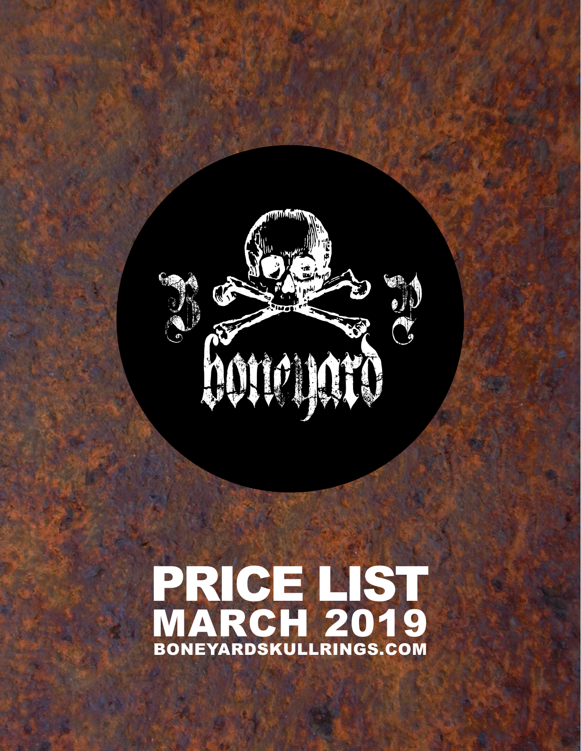# PRICE LIST
## MARCH 2019
BONEYARDSKULLRINGS.COM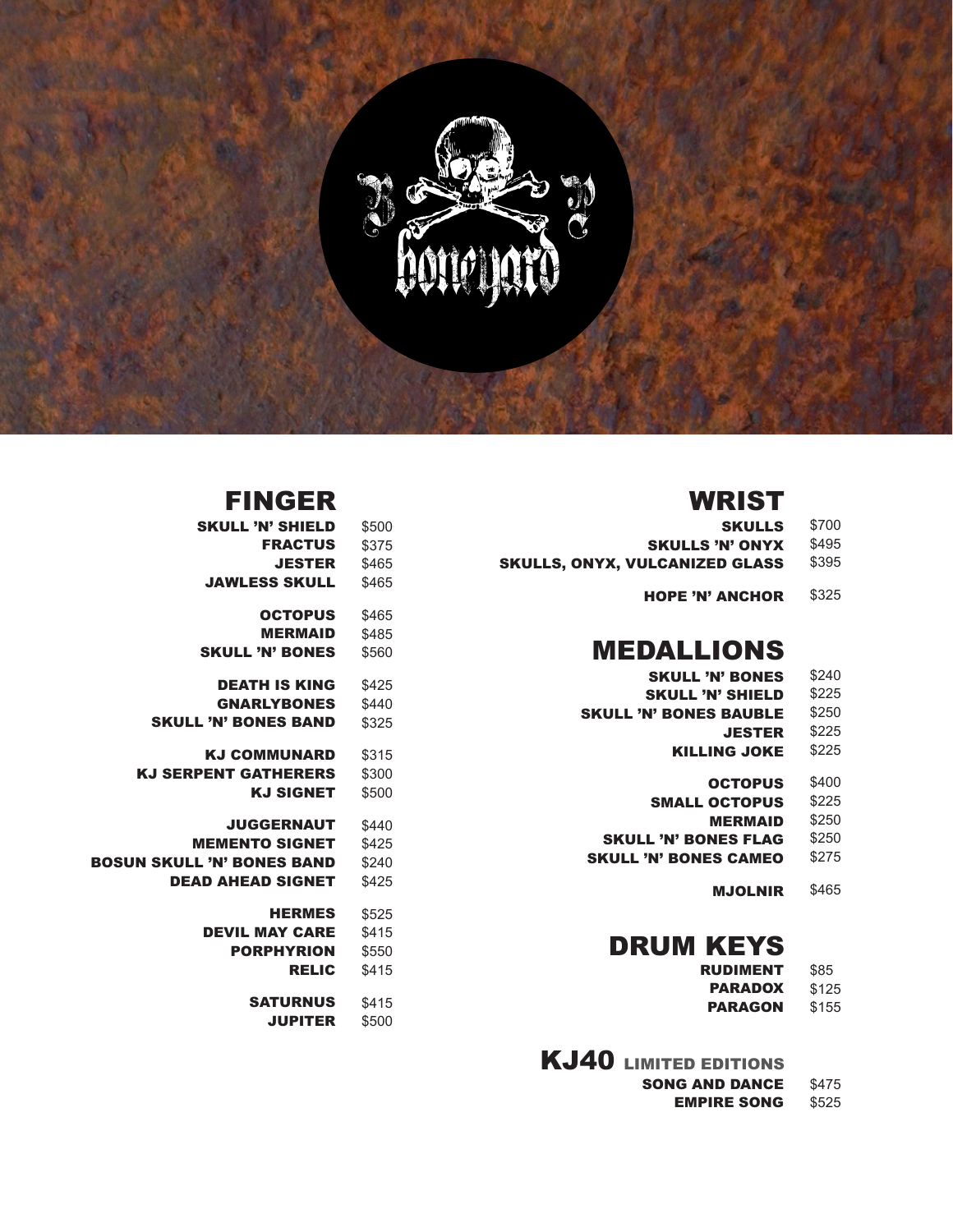## FINGER

| Item | Price |
| --- | --- |
| SKULL 'N' SHIELD | $500 |
| FRACTUS | $375 |
| JESTER | $465 |
| JAWLESS SKULL | $465 |
| OCTOPUS | $465 |
| MERMAID | $485 |
| SKULL 'N' BONES | $560 |
| DEATH IS KING | $425 |
| GNARLYBONES | $440 |
| SKULL 'N' BONES BAND | $325 |
| KJ COMMUNARD | $315 |
| KJ SERPENT GATHERERS | $300 |
| KJ SIGNET | $500 |
| JUGGERNAUT | $440 |
| MEMENTO SIGNET | $425 |
| BOSUN SKULL 'N' BONES BAND | $240 |
| DEAD AHEAD SIGNET | $425 |
| HERMES | $525 |
| DEVIL MAY CARE | $415 |
| PORPHYRION | $550 |
| RELIC | $415 |
| SATURNUS | $415 |
| JUPITER | $500 |

## WRIST

| Item | Price |
| --- | --- |
| SKULLS | $700 |
| SKULLS 'N' ONYX | $495 |
| SKULLS, ONYX, VULCANIZED GLASS | $395 |
| HOPE 'N' ANCHOR | $325 |

## MEDALLIONS

| Item | Price |
| --- | --- |
| SKULL 'N' BONES | $240 |
| SKULL 'N' SHIELD | $225 |
| SKULL 'N' BONES BAUBLE | $250 |
| JESTER | $225 |
| KILLING JOKE | $225 |
| OCTOPUS | $400 |
| SMALL OCTOPUS | $225 |
| MERMAID | $250 |
| SKULL 'N' BONES FLAG | $250 |
| SKULL 'N' BONES CAMEO | $275 |
| MJOLNIR | $465 |

## DRUM KEYS

| Item | Price |
| --- | --- |
| RUDIMENT | $85 |
| PARADOX | $125 |
| PARAGON | $155 |

## KJ40 LIMITED EDITIONS

| Item | Price |
| --- | --- |
| SONG AND DANCE | $475 |
| EMPIRE SONG | $525 |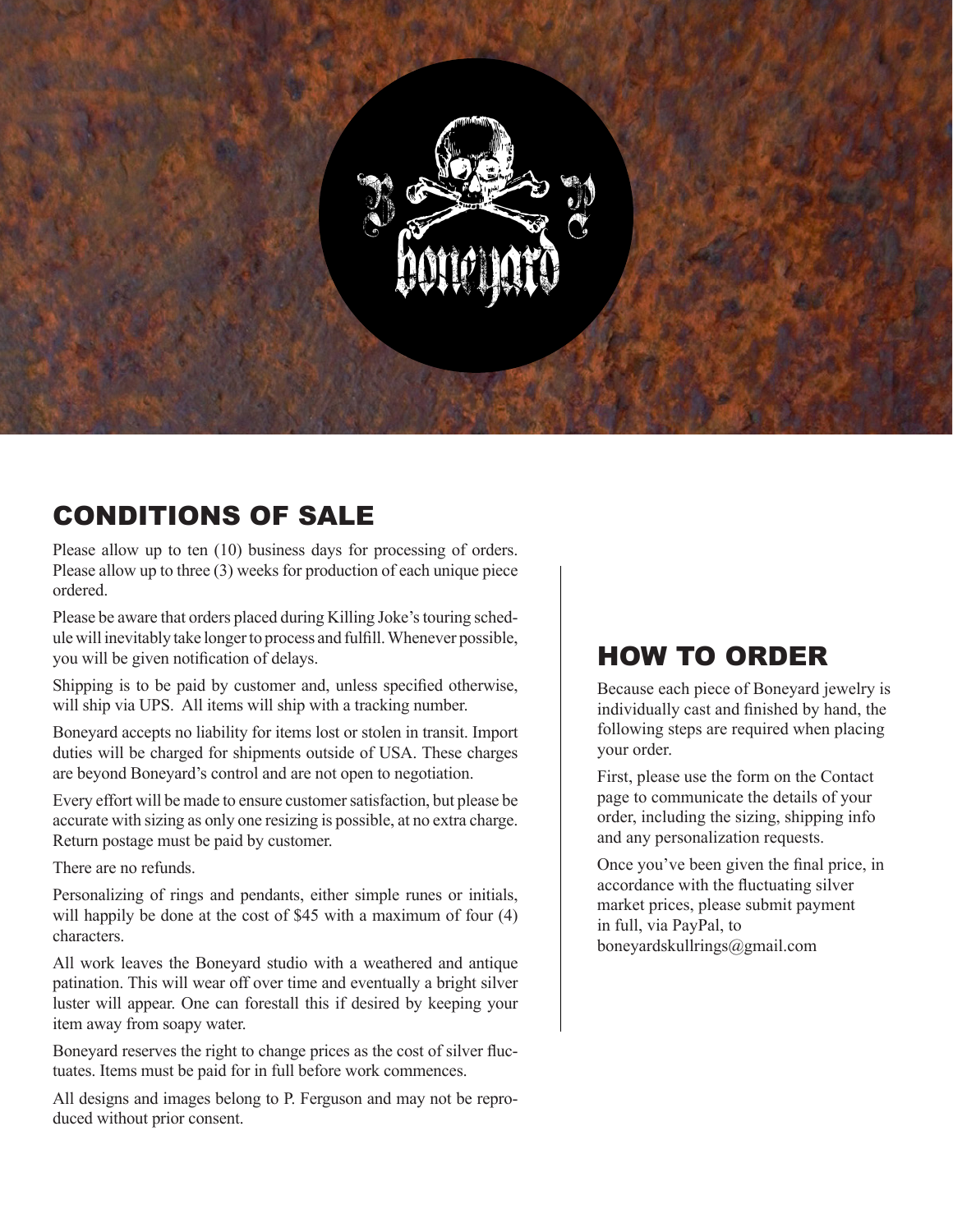## CONDITIONS OF SALE

Please allow up to ten (10) business days for processing of orders. Please allow up to three (3) weeks for production of each unique piece ordered.

Please be aware that orders placed during Killing Joke's touring schedule will inevitably take longer to process and fulfill. Whenever possible, you will be given notification of delays.

Shipping is to be paid by customer and, unless specified otherwise, will ship via UPS. All items will ship with a tracking number.

Boneyard accepts no liability for items lost or stolen in transit. Import duties will be charged for shipments outside of USA. These charges are beyond Boneyard's control and are not open to negotiation.

Every effort will be made to ensure customer satisfaction, but please be accurate with sizing as only one resizing is possible, at no extra charge. Return postage must be paid by customer.

There are no refunds.

Personalizing of rings and pendants, either simple runes or initials, will happily be done at the cost of $45 with a maximum of four (4) characters.

All work leaves the Boneyard studio with a weathered and antique patination. This will wear off over time and eventually a bright silver luster will appear. One can forestall this if desired by keeping your item away from soapy water.

Boneyard reserves the right to change prices as the cost of silver fluctuates. Items must be paid for in full before work commences.

All designs and images belong to P. Ferguson and may not be reproduced without prior consent.

## HOW TO ORDER

Because each piece of Boneyard jewelry is individually cast and finished by hand, the following steps are required when placing your order.

First, please use the form on the Contact page to communicate the details of your order, including the sizing, shipping info and any personalization requests.

Once you've been given the final price, in accordance with the fluctuating silver market prices, please submit payment in full, via PayPal, to boneyardskullrings@gmail.com